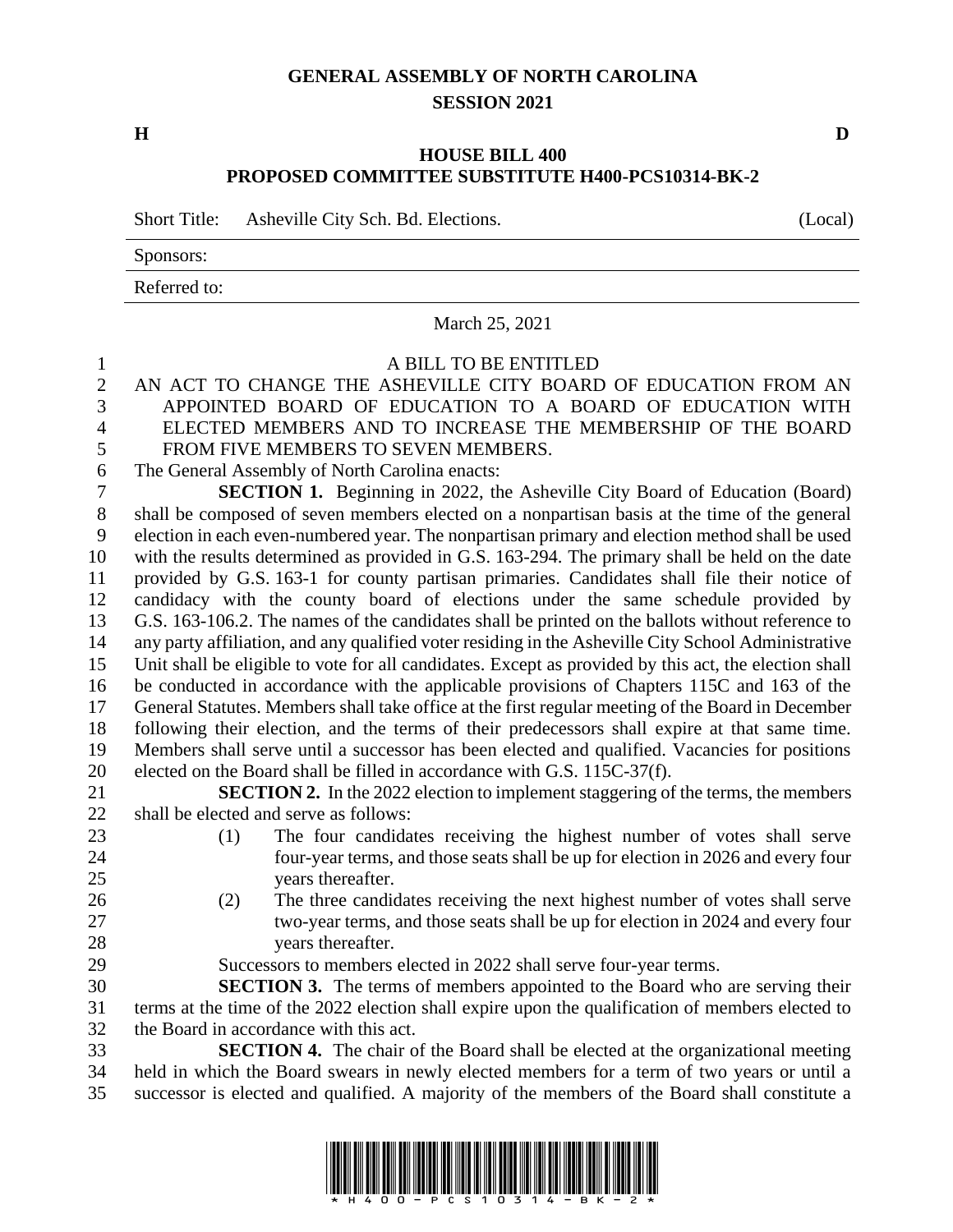# GENERAL ASSEMBLY OF NORTH CAROLINA
## SESSION 2021

**H** **D**

## HOUSE BILL 400
## PROPOSED COMMITTEE SUBSTITUTE H400-PCS10314-BK-2

Short Title: Asheville City Sch. Bd. Elections. (Local)

Sponsors:

Referred to:

March 25, 2021

A BILL TO BE ENTITLED

AN ACT TO CHANGE THE ASHEVILLE CITY BOARD OF EDUCATION FROM AN APPOINTED BOARD OF EDUCATION TO A BOARD OF EDUCATION WITH ELECTED MEMBERS AND TO INCREASE THE MEMBERSHIP OF THE BOARD FROM FIVE MEMBERS TO SEVEN MEMBERS.

The General Assembly of North Carolina enacts:

**SECTION 1.** Beginning in 2022, the Asheville City Board of Education (Board) shall be composed of seven members elected on a nonpartisan basis at the time of the general election in each even-numbered year. The nonpartisan primary and election method shall be used with the results determined as provided in G.S. 163-294. The primary shall be held on the date provided by G.S. 163-1 for county partisan primaries. Candidates shall file their notice of candidacy with the county board of elections under the same schedule provided by G.S. 163-106.2. The names of the candidates shall be printed on the ballots without reference to any party affiliation, and any qualified voter residing in the Asheville City School Administrative Unit shall be eligible to vote for all candidates. Except as provided by this act, the election shall be conducted in accordance with the applicable provisions of Chapters 115C and 163 of the General Statutes. Members shall take office at the first regular meeting of the Board in December following their election, and the terms of their predecessors shall expire at that same time. Members shall serve until a successor has been elected and qualified. Vacancies for positions elected on the Board shall be filled in accordance with G.S. 115C-37(f).

**SECTION 2.** In the 2022 election to implement staggering of the terms, the members shall be elected and serve as follows:

(1) The four candidates receiving the highest number of votes shall serve four-year terms, and those seats shall be up for election in 2026 and every four years thereafter.

(2) The three candidates receiving the next highest number of votes shall serve two-year terms, and those seats shall be up for election in 2024 and every four years thereafter.

Successors to members elected in 2022 shall serve four-year terms.

**SECTION 3.** The terms of members appointed to the Board who are serving their terms at the time of the 2022 election shall expire upon the qualification of members elected to the Board in accordance with this act.

**SECTION 4.** The chair of the Board shall be elected at the organizational meeting held in which the Board swears in newly elected members for a term of two years or until a successor is elected and qualified. A majority of the members of the Board shall constitute a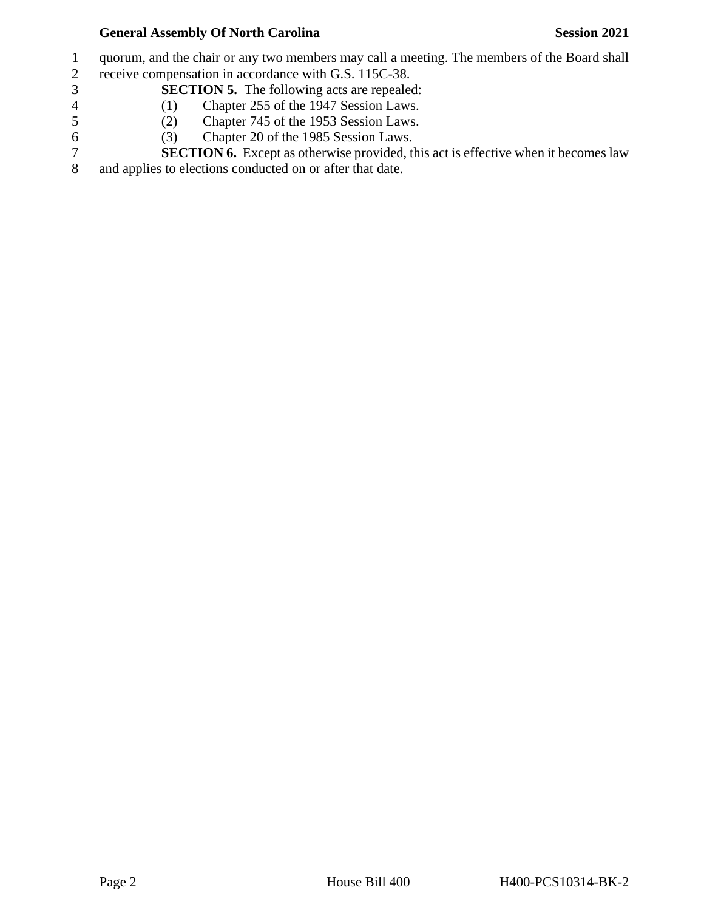quorum, and the chair or any two members may call a meeting. The members of the Board shall receive compensation in accordance with G.S. 115C-38.

**SECTION 5.** The following acts are repealed:

(1) Chapter 255 of the 1947 Session Laws.

(2) Chapter 745 of the 1953 Session Laws.

(3) Chapter 20 of the 1985 Session Laws.

**SECTION 6.** Except as otherwise provided, this act is effective when it becomes law and applies to elections conducted on or after that date.